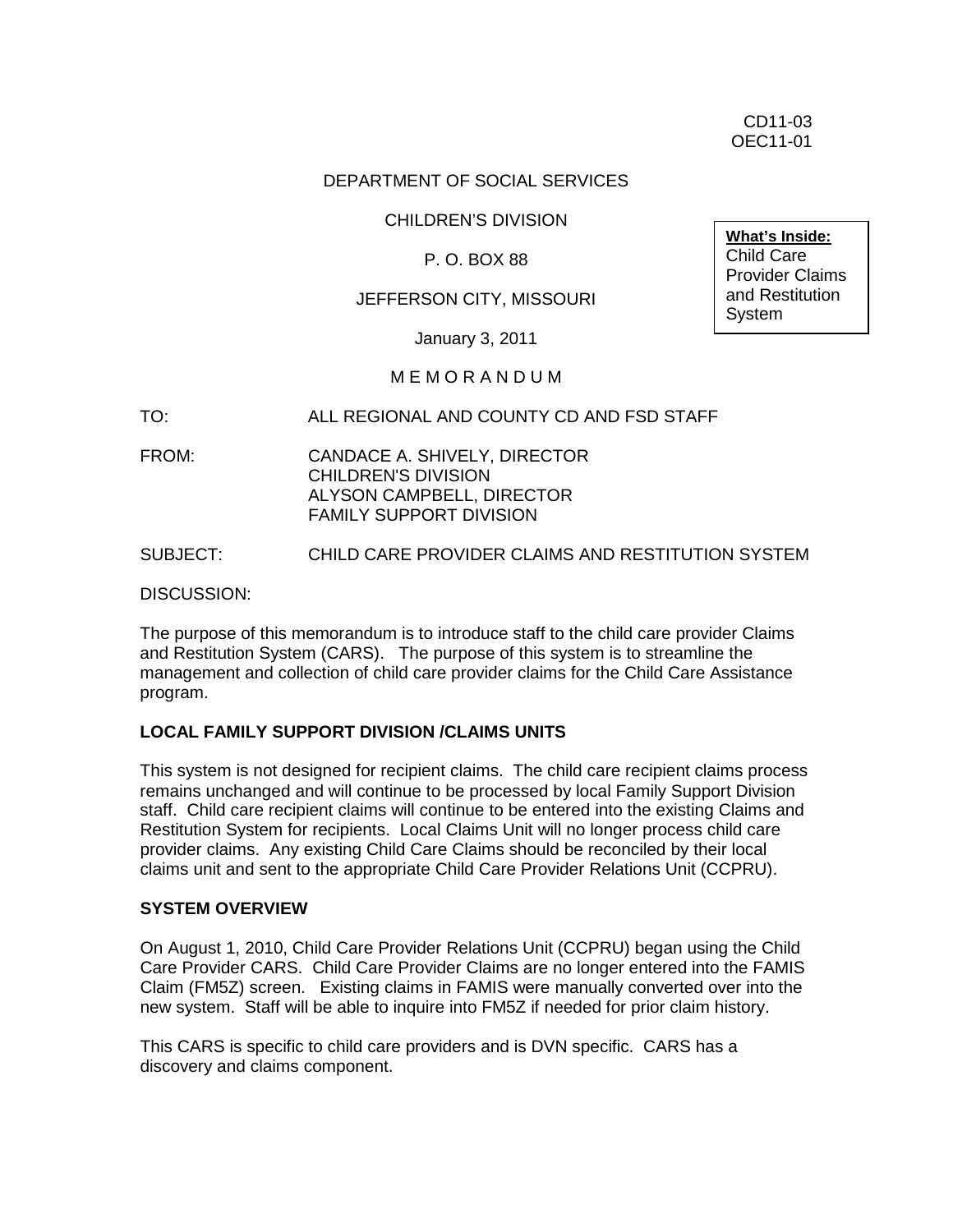CD11-03
OEC11-01

DEPARTMENT OF SOCIAL SERVICES

CHILDREN'S DIVISION

P. O. BOX 88

JEFFERSON CITY, MISSOURI

January 3, 2011

M E M O R A N D U M

**What's Inside:**
Child Care Provider Claims and Restitution System

TO: ALL REGIONAL AND COUNTY CD AND FSD STAFF

FROM: CANDACE A. SHIVELY, DIRECTOR
CHILDREN'S DIVISION
ALYSON CAMPBELL, DIRECTOR
FAMILY SUPPORT DIVISION

SUBJECT: CHILD CARE PROVIDER CLAIMS AND RESTITUTION SYSTEM

DISCUSSION:

The purpose of this memorandum is to introduce staff to the child care provider Claims and Restitution System (CARS). The purpose of this system is to streamline the management and collection of child care provider claims for the Child Care Assistance program.

**LOCAL FAMILY SUPPORT DIVISION /CLAIMS UNITS**

This system is not designed for recipient claims. The child care recipient claims process remains unchanged and will continue to be processed by local Family Support Division staff. Child care recipient claims will continue to be entered into the existing Claims and Restitution System for recipients. Local Claims Unit will no longer process child care provider claims. Any existing Child Care Claims should be reconciled by their local claims unit and sent to the appropriate Child Care Provider Relations Unit (CCPRU).

**SYSTEM OVERVIEW**

On August 1, 2010, Child Care Provider Relations Unit (CCPRU) began using the Child Care Provider CARS. Child Care Provider Claims are no longer entered into the FAMIS Claim (FM5Z) screen. Existing claims in FAMIS were manually converted over into the new system. Staff will be able to inquire into FM5Z if needed for prior claim history.

This CARS is specific to child care providers and is DVN specific. CARS has a discovery and claims component.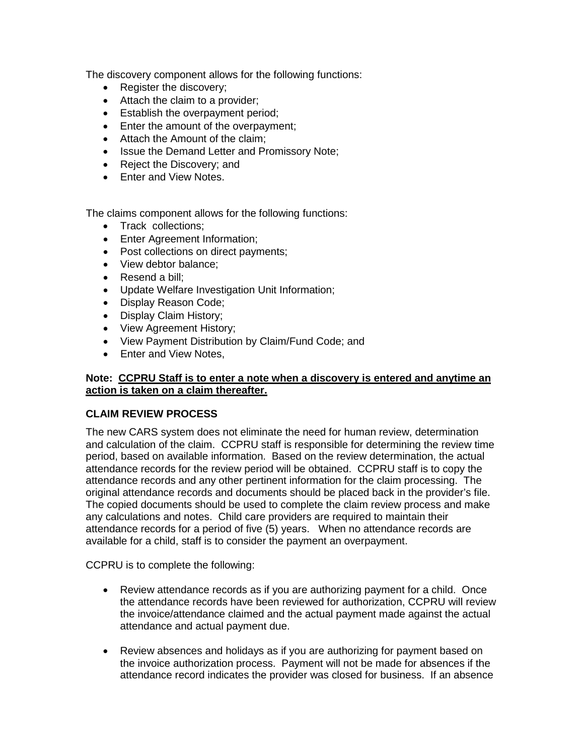The discovery component allows for the following functions:

- Register the discovery;
- Attach the claim to a provider;
- Establish the overpayment period;
- Enter the amount of the overpayment;
- Attach the Amount of the claim;
- Issue the Demand Letter and Promissory Note;
- Reject the Discovery; and
- Enter and View Notes.

The claims component allows for the following functions:

- Track collections;
- Enter Agreement Information;
- Post collections on direct payments;
- View debtor balance;
- Resend a bill;
- Update Welfare Investigation Unit Information;
- Display Reason Code;
- Display Claim History;
- View Agreement History;
- View Payment Distribution by Claim/Fund Code; and
- Enter and View Notes,

**Note: <u>CCPRU Staff is to enter a note when a discovery is entered and anytime an action is taken on a claim thereafter.</u>**

**CLAIM REVIEW PROCESS**

The new CARS system does not eliminate the need for human review, determination and calculation of the claim. CCPRU staff is responsible for determining the review time period, based on available information. Based on the review determination, the actual attendance records for the review period will be obtained. CCPRU staff is to copy the attendance records and any other pertinent information for the claim processing. The original attendance records and documents should be placed back in the provider's file. The copied documents should be used to complete the claim review process and make any calculations and notes. Child care providers are required to maintain their attendance records for a period of five (5) years. When no attendance records are available for a child, staff is to consider the payment an overpayment.

CCPRU is to complete the following:

- Review attendance records as if you are authorizing payment for a child. Once the attendance records have been reviewed for authorization, CCPRU will review the invoice/attendance claimed and the actual payment made against the actual attendance and actual payment due.

- Review absences and holidays as if you are authorizing for payment based on the invoice authorization process. Payment will not be made for absences if the attendance record indicates the provider was closed for business. If an absence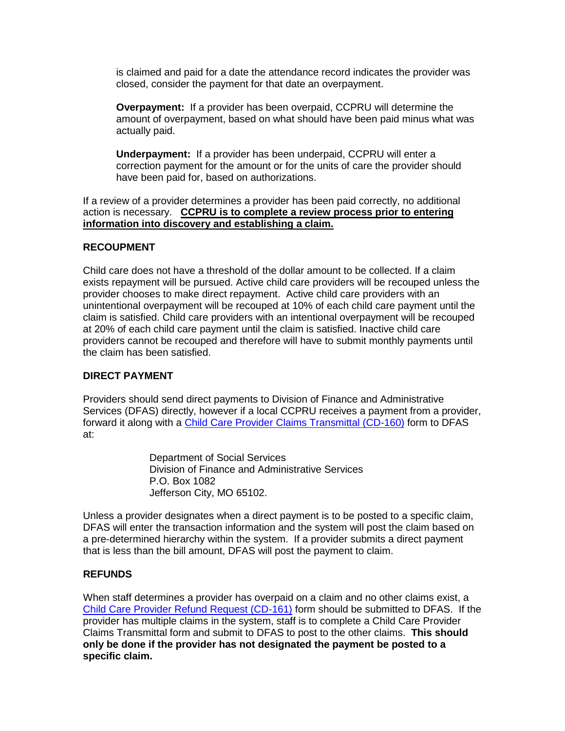is claimed and paid for a date the attendance record indicates the provider was closed, consider the payment for that date an overpayment.

**Overpayment:** If a provider has been overpaid, CCPRU will determine the amount of overpayment, based on what should have been paid minus what was actually paid.

**Underpayment:** If a provider has been underpaid, CCPRU will enter a correction payment for the amount or for the units of care the provider should have been paid for, based on authorizations.

If a review of a provider determines a provider has been paid correctly, no additional action is necessary. **<u>CCPRU is to complete a review process prior to entering information into discovery and establishing a claim.</u>**

### RECOUPMENT

Child care does not have a threshold of the dollar amount to be collected. If a claim exists repayment will be pursued. Active child care providers will be recouped unless the provider chooses to make direct repayment. Active child care providers with an unintentional overpayment will be recouped at 10% of each child care payment until the claim is satisfied. Child care providers with an intentional overpayment will be recouped at 20% of each child care payment until the claim is satisfied. Inactive child care providers cannot be recouped and therefore will have to submit monthly payments until the claim has been satisfied.

### DIRECT PAYMENT

Providers should send direct payments to Division of Finance and Administrative Services (DFAS) directly, however if a local CCPRU receives a payment from a provider, forward it along with a [Child Care Provider Claims Transmittal (CD-160)]() form to DFAS at:

> Department of Social Services
> Division of Finance and Administrative Services
> P.O. Box 1082
> Jefferson City, MO 65102.

Unless a provider designates when a direct payment is to be posted to a specific claim, DFAS will enter the transaction information and the system will post the claim based on a pre-determined hierarchy within the system. If a provider submits a direct payment that is less than the bill amount, DFAS will post the payment to claim.

### REFUNDS

When staff determines a provider has overpaid on a claim and no other claims exist, a [Child Care Provider Refund Request (CD-161)]() form should be submitted to DFAS. If the provider has multiple claims in the system, staff is to complete a Child Care Provider Claims Transmittal form and submit to DFAS to post to the other claims. **This should only be done if the provider has not designated the payment be posted to a specific claim.**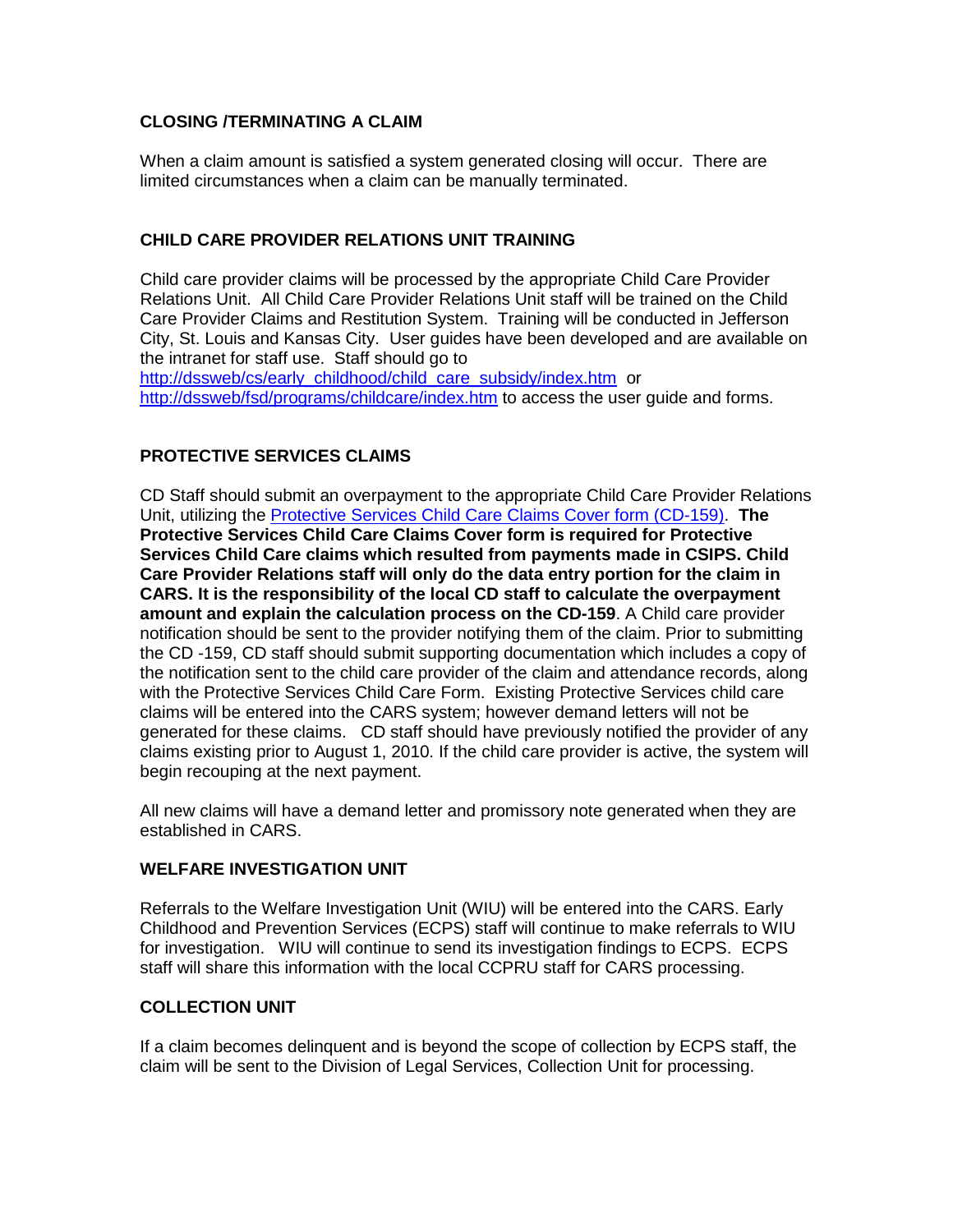**CLOSING /TERMINATING A CLAIM**

When a claim amount is satisfied a system generated closing will occur. There are limited circumstances when a claim can be manually terminated.

**CHILD CARE PROVIDER RELATIONS UNIT TRAINING**

Child care provider claims will be processed by the appropriate Child Care Provider Relations Unit. All Child Care Provider Relations Unit staff will be trained on the Child Care Provider Claims and Restitution System. Training will be conducted in Jefferson City, St. Louis and Kansas City. User guides have been developed and are available on the intranet for staff use. Staff should go to http://dssweb/cs/early_childhood/child_care_subsidy/index.htm or http://dssweb/fsd/programs/childcare/index.htm to access the user guide and forms.

**PROTECTIVE SERVICES CLAIMS**

CD Staff should submit an overpayment to the appropriate Child Care Provider Relations Unit, utilizing the Protective Services Child Care Claims Cover form (CD-159). **The Protective Services Child Care Claims Cover form is required for Protective Services Child Care claims which resulted from payments made in CSIPS. Child Care Provider Relations staff will only do the data entry portion for the claim in CARS. It is the responsibility of the local CD staff to calculate the overpayment amount and explain the calculation process on the CD-159**. A Child care provider notification should be sent to the provider notifying them of the claim. Prior to submitting the CD -159, CD staff should submit supporting documentation which includes a copy of the notification sent to the child care provider of the claim and attendance records, along with the Protective Services Child Care Form. Existing Protective Services child care claims will be entered into the CARS system; however demand letters will not be generated for these claims. CD staff should have previously notified the provider of any claims existing prior to August 1, 2010. If the child care provider is active, the system will begin recouping at the next payment.

All new claims will have a demand letter and promissory note generated when they are established in CARS.

**WELFARE INVESTIGATION UNIT**

Referrals to the Welfare Investigation Unit (WIU) will be entered into the CARS. Early Childhood and Prevention Services (ECPS) staff will continue to make referrals to WIU for investigation. WIU will continue to send its investigation findings to ECPS. ECPS staff will share this information with the local CCPRU staff for CARS processing.

**COLLECTION UNIT**

If a claim becomes delinquent and is beyond the scope of collection by ECPS staff, the claim will be sent to the Division of Legal Services, Collection Unit for processing.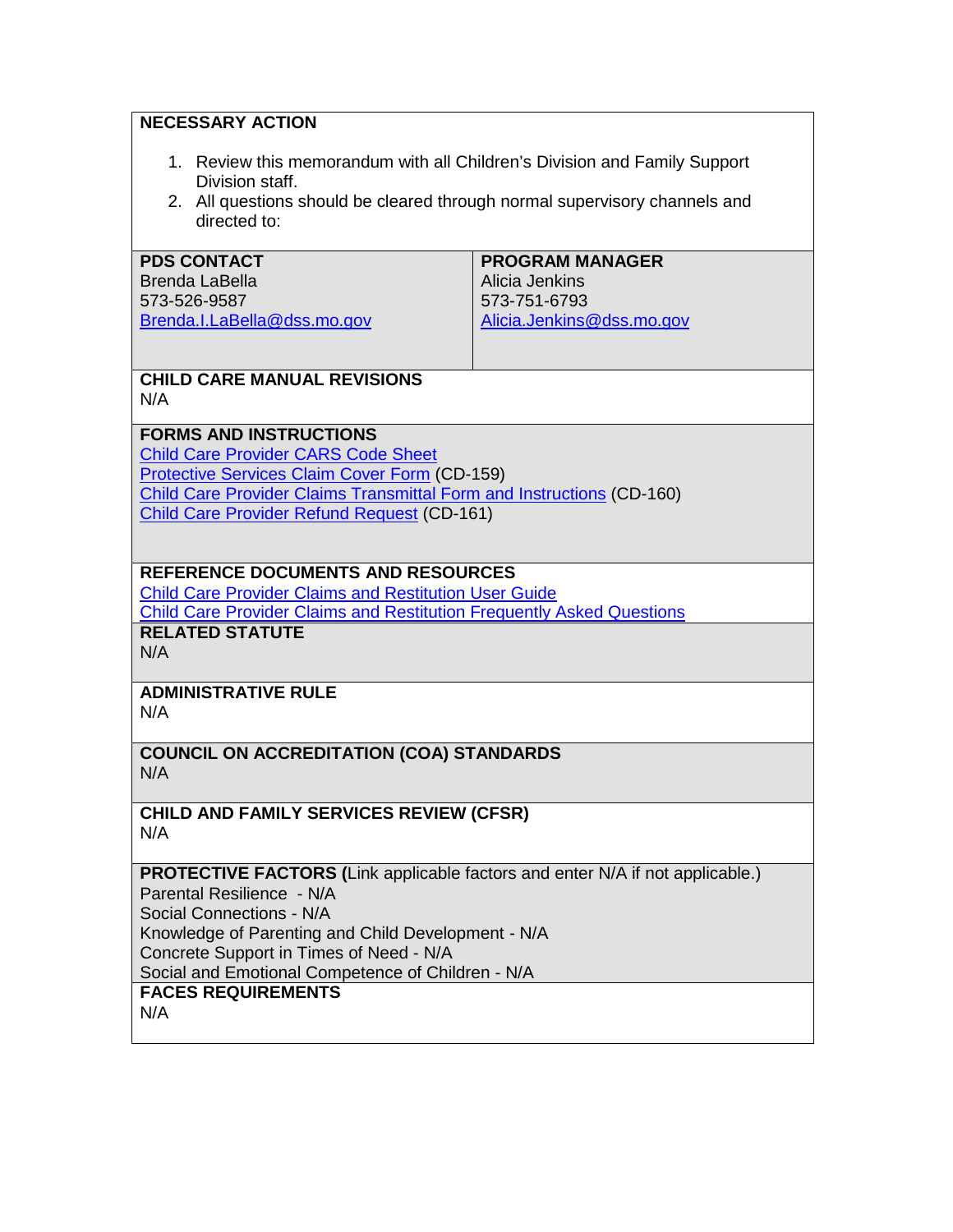**NECESSARY ACTION**

1. Review this memorandum with all Children's Division and Family Support Division staff.
2. All questions should be cleared through normal supervisory channels and directed to:

| **PDS CONTACT** | **PROGRAM MANAGER** |
| --- | --- |
| Brenda LaBella<br>573-526-9587<br>Brenda.I.LaBella@dss.mo.gov | Alicia Jenkins<br>573-751-6793<br>Alicia.Jenkins@dss.mo.gov |

**CHILD CARE MANUAL REVISIONS**
N/A

**FORMS AND INSTRUCTIONS**
Child Care Provider CARS Code Sheet
Protective Services Claim Cover Form (CD-159)
Child Care Provider Claims Transmittal Form and Instructions (CD-160)
Child Care Provider Refund Request (CD-161)

**REFERENCE DOCUMENTS AND RESOURCES**
Child Care Provider Claims and Restitution User Guide
Child Care Provider Claims and Restitution Frequently Asked Questions

**RELATED STATUTE**
N/A

**ADMINISTRATIVE RULE**
N/A

**COUNCIL ON ACCREDITATION (COA) STANDARDS**
N/A

**CHILD AND FAMILY SERVICES REVIEW (CFSR)**
N/A

**PROTECTIVE FACTORS (**Link applicable factors and enter N/A if not applicable.)
Parental Resilience - N/A
Social Connections - N/A
Knowledge of Parenting and Child Development - N/A
Concrete Support in Times of Need - N/A
Social and Emotional Competence of Children - N/A

**FACES REQUIREMENTS**
N/A